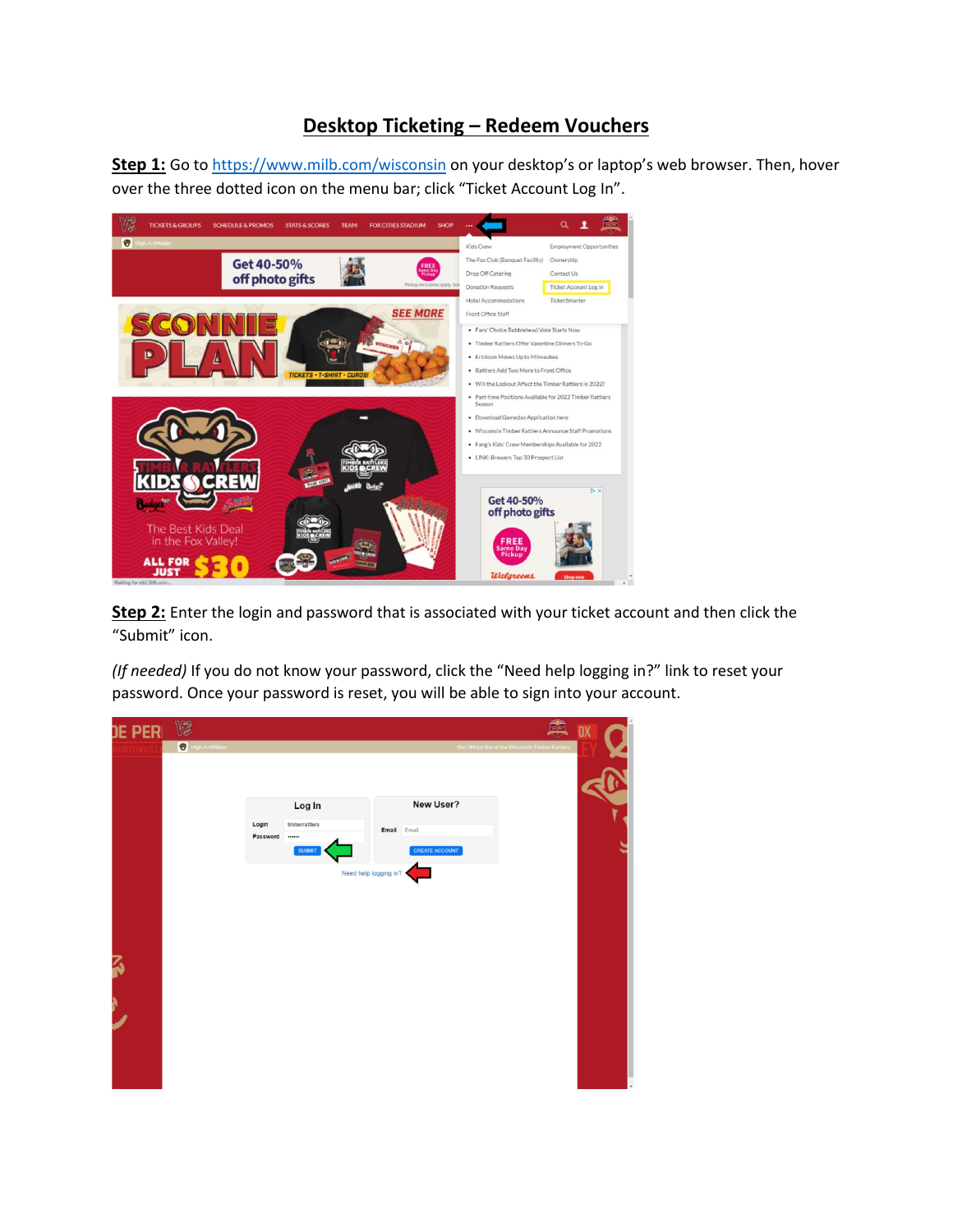# Desktop Ticketing – Redeem Vouchers

**Step 1:** Go to https://www.milb.com/wisconsin on your desktop's or laptop's web browser. Then, hover over the three dotted icon on the menu bar; click "Ticket Account Log In".

**Step 2:** Enter the login and password that is associated with your ticket account and then click the "Submit" icon.

*(If needed)* If you do not know your password, click the "Need help logging in?" link to reset your password. Once your password is reset, you will be able to sign into your account.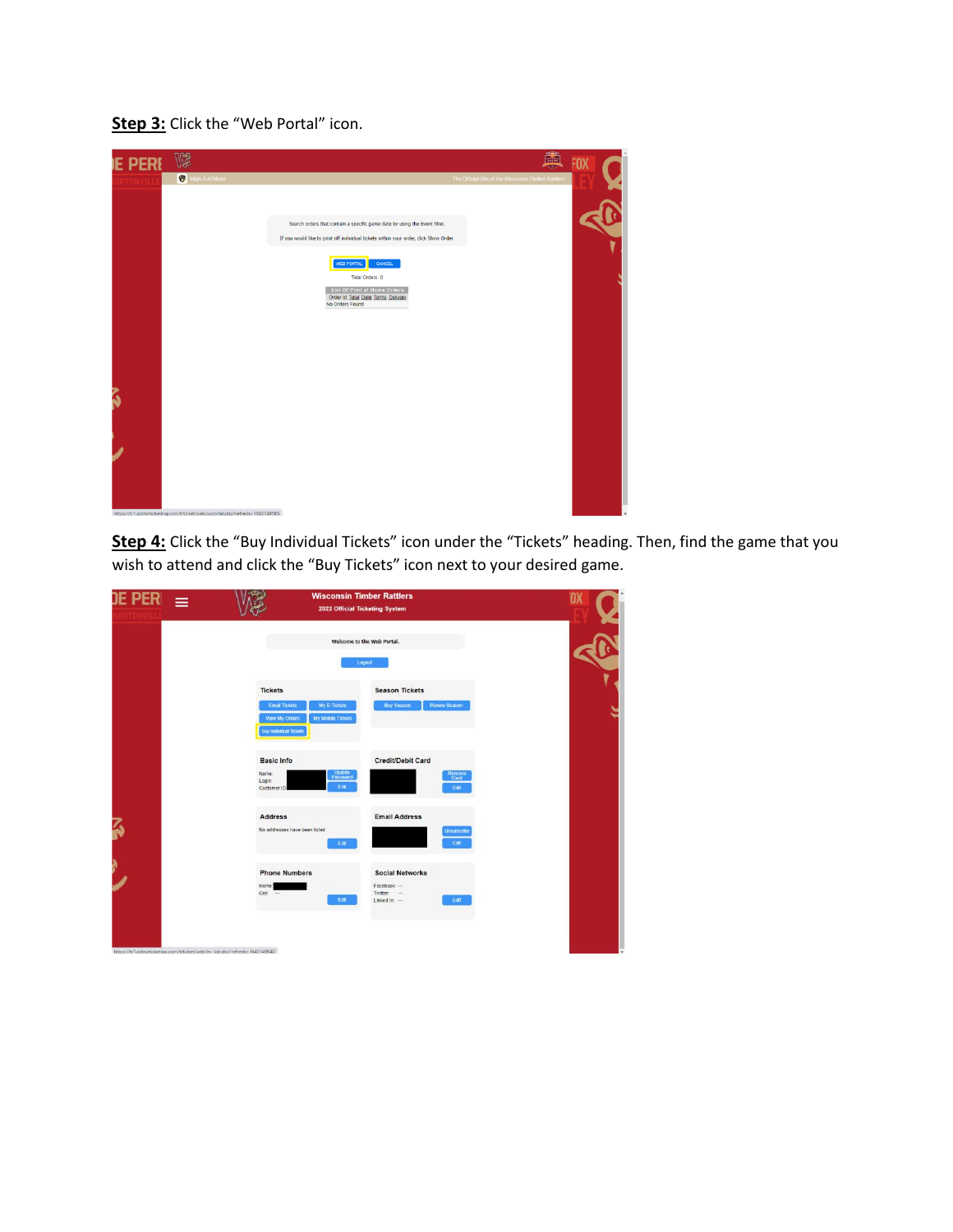**Step 3:** Click the "Web Portal" icon.

**Step 4:** Click the "Buy Individual Tickets" icon under the "Tickets" heading. Then, find the game that you wish to attend and click the "Buy Tickets" icon next to your desired game.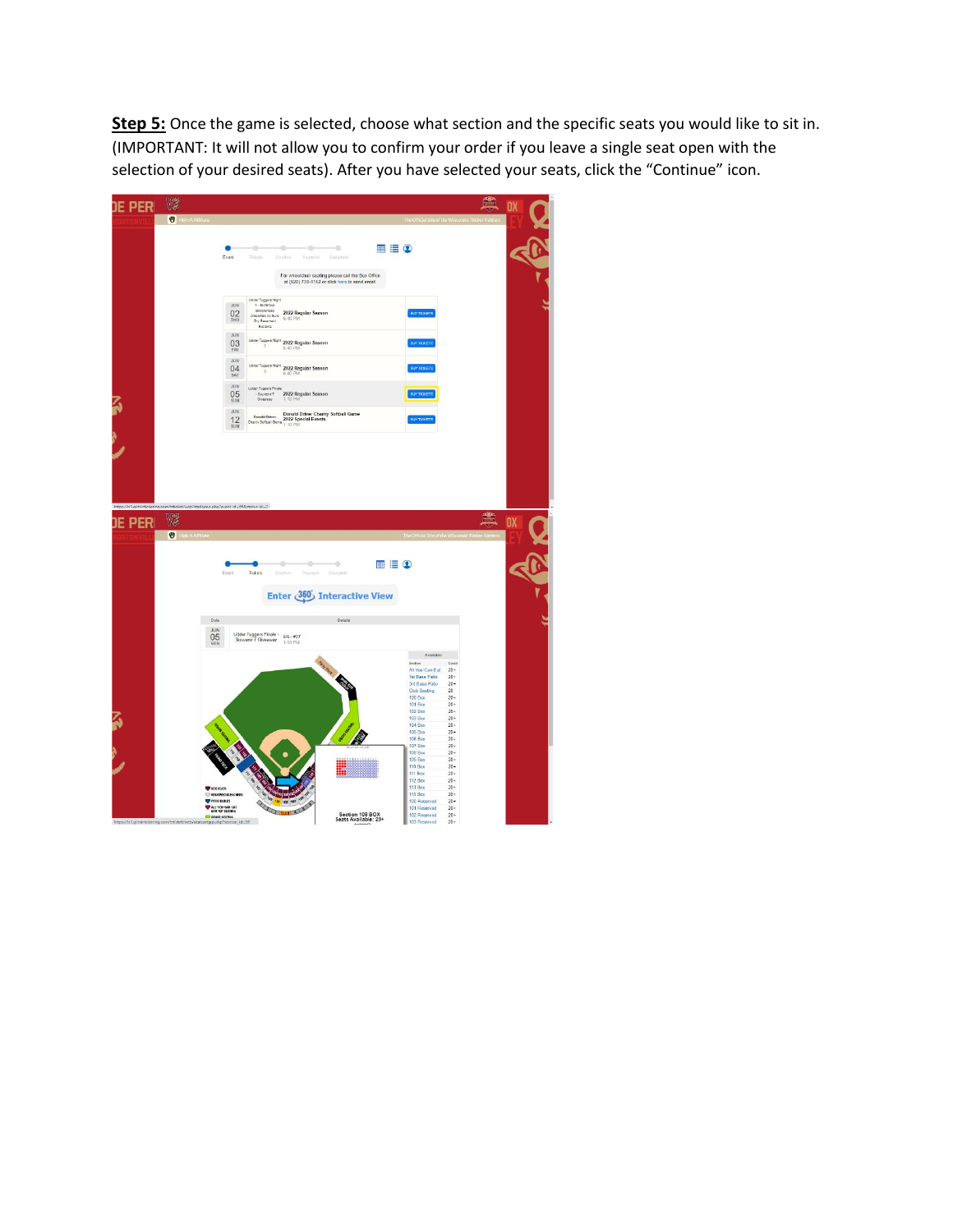**Step 5:** Once the game is selected, choose what section and the specific seats you would like to sit in. (IMPORTANT: It will not allow you to confirm your order if you leave a single seat open with the selection of your desired seats). After you have selected your seats, click the "Continue" icon.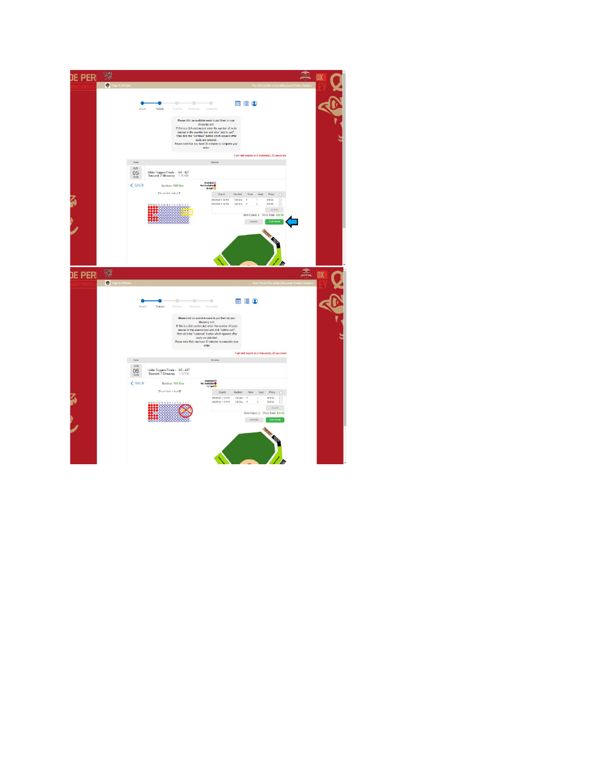Event · Tickets · Confirm · Payment · Complete

Please click on available seats to put them in your shopping cart.
If this is a G/A section just enter the number of seats desired in the quantity box and click "add to cart".
Then click the "Continue" button which appears after seats are selected.
Please note that you have 20 minutes to complete your order.

Cart will expire in 4 minute(s), 53 seconds

| Date | Details |
|---|---|
| JUN 05 SUN | Udder Tuggers Finale - 6/5 - #27 Souvenir 7 Giveaway 1:10 PM |

BACK

Section: 100 Box

Available / Not Available / In Cart

PLAYING FIELD

| Event | Section | Row | Seat | Price |
|---|---|---|---|---|
| 06/05/22 1:10 PM | 100 Box | F | 1 | $15.00 |
| 06/05/22 1:10 PM | 100 Box | F | 2 | $15.00 |

DELETE

Item Count: 2 Price Total: $30.00

CANCEL CONTINUE

---

Event · Tickets · Confirm · Payment · Complete

Please click on available seats to put them in your shopping cart.
If this is a G/A section just enter the number of seats desired in the quantity box and click "add to cart".
Then click the "Continue" button which appears after seats are selected.
Please note that you have 20 minutes to complete your order.

Cart will expire in 4 minute(s), 40 seconds

| Date | Details |
|---|---|
| JUN 05 SUN | Udder Tuggers Finale - 6/5 - #27 Souvenir 7 Giveaway 1:10 PM |

BACK

Section: 100 Box

Available / Not Available / In Cart

PLAYING FIELD

| Event | Section | Row | Seat | Price |
|---|---|---|---|---|
| 06/05/22 1:10 PM | 100 Box | F | 1 | $15.00 |
| 06/05/22 1:10 PM | 100 Box | F | 2 | $15.00 |

DELETE

Item Count: 2 Price Total: $30.00

CANCEL CONTINUE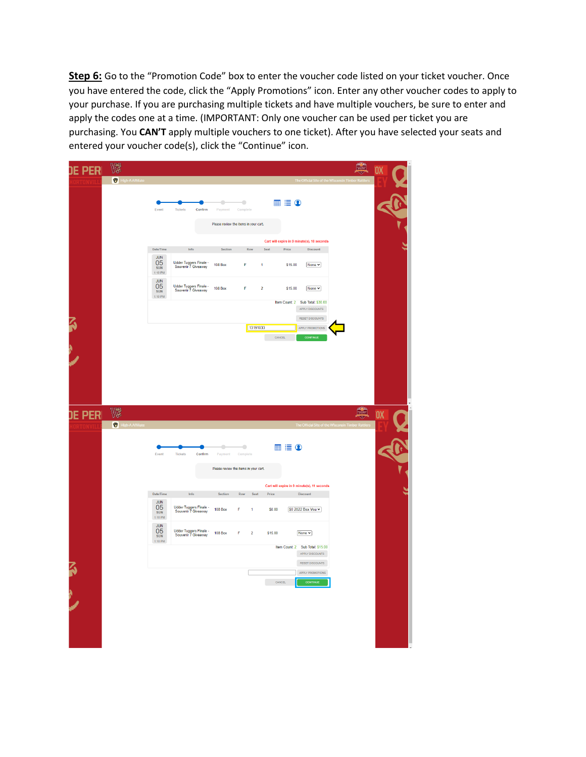**Step 6:** Go to the "Promotion Code" box to enter the voucher code listed on your ticket voucher. Once you have entered the code, click the "Apply Promotions" icon. Enter any other voucher codes to apply to your purchase. If you are purchasing multiple tickets and have multiple vouchers, be sure to enter and apply the codes one at a time. (IMPORTANT: Only one voucher can be used per ticket you are purchasing. You **CAN'T** apply multiple vouchers to one ticket). After you have selected your seats and entered your voucher code(s), click the "Continue" icon.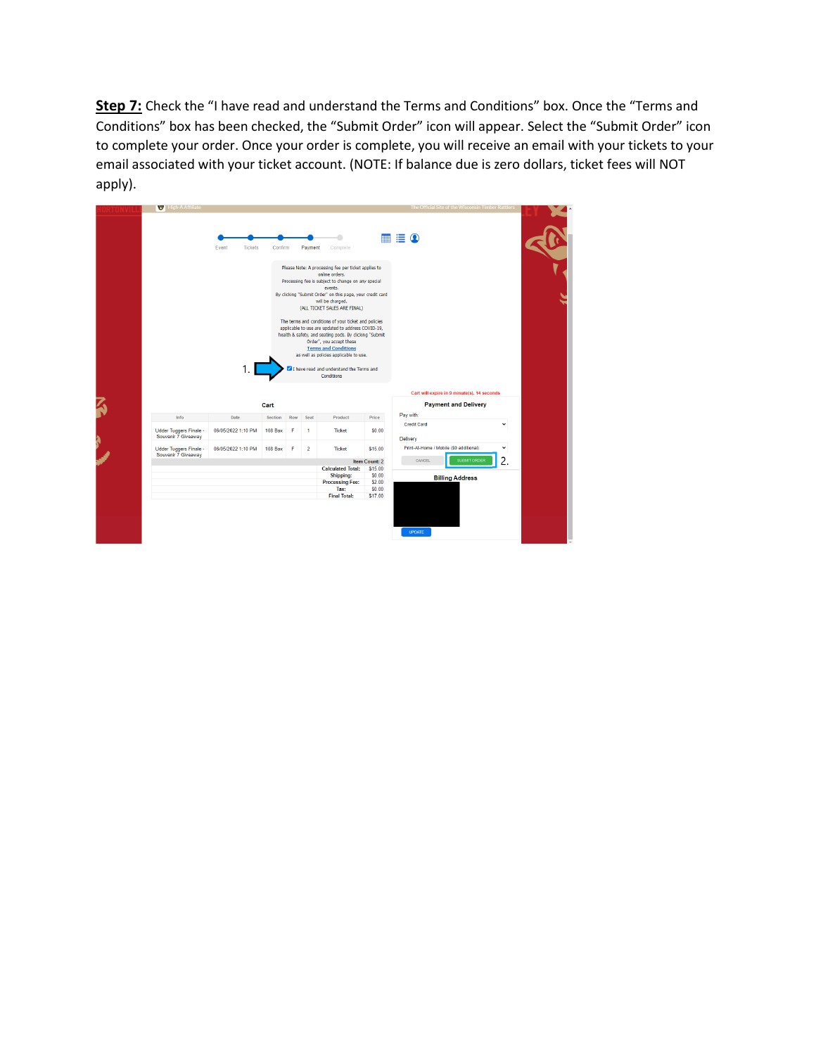**Step 7:** Check the "I have read and understand the Terms and Conditions" box. Once the "Terms and Conditions" box has been checked, the "Submit Order" icon will appear. Select the "Submit Order" icon to complete your order. Once your order is complete, you will receive an email with your tickets to your email associated with your ticket account. (NOTE: If balance due is zero dollars, ticket fees will NOT apply).